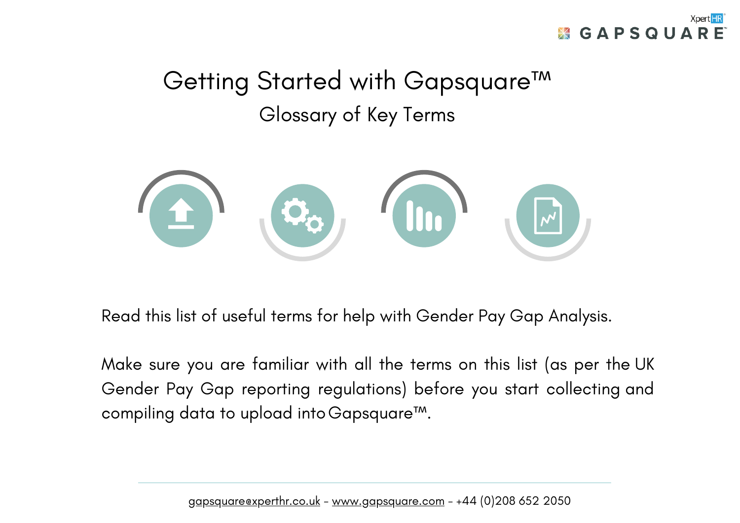# Getting Started with Gapsquare™

## Glossary of Key Terms

Read this list of useful terms for help with Gender Pay Gap Analysis.

Make sure you are familiar with all the terms on this list (as per the UK Gender Pay Gap reporting regulations) before you start collecting and compiling data to upload into Gapsquare™.

gapsquare@xperthr.co.uk - www.gapsquare.com - +44 (0)208 652 2050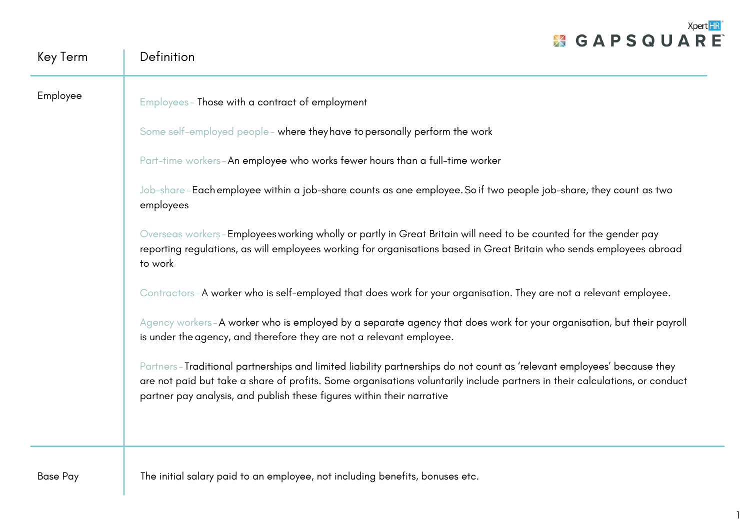| Key Term | Definition |
|---|---|
| Employee | Employees - Those with a contract of employment<br><br>Some self-employed people - where they have to personally perform the work<br><br>Part-time workers - An employee who works fewer hours than a full-time worker<br><br>Job-share - Each employee within a job-share counts as one employee. So if two people job-share, they count as two employees<br><br>Overseas workers - Employees working wholly or partly in Great Britain will need to be counted for the gender pay reporting regulations, as will employees working for organisations based in Great Britain who sends employees abroad to work<br><br>Contractors - A worker who is self-employed that does work for your organisation. They are not a relevant employee.<br><br>Agency workers - A worker who is employed by a separate agency that does work for your organisation, but their payroll is under the agency, and therefore they are not a relevant employee.<br><br>Partners - Traditional partnerships and limited liability partnerships do not count as 'relevant employees' because they are not paid but take a share of profits. Some organisations voluntarily include partners in their calculations, or conduct partner pay analysis, and publish these figures within their narrative |
| Base Pay | The initial salary paid to an employee, not including benefits, bonuses etc. |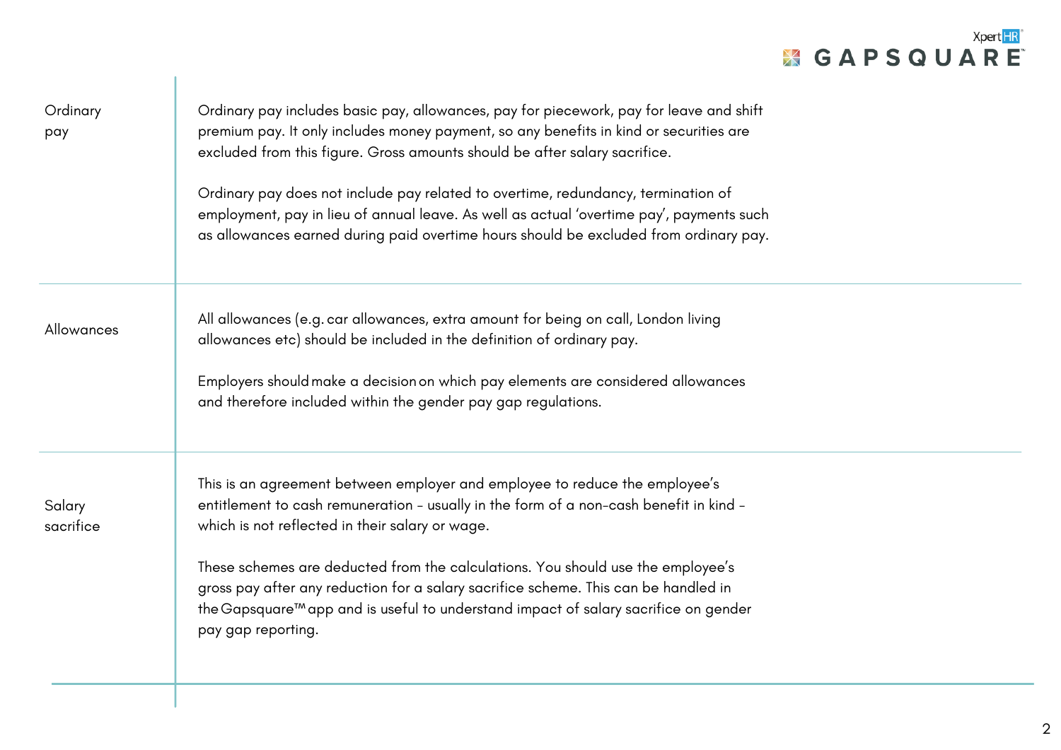| Term | Definition |
| --- | --- |
| Ordinary pay | Ordinary pay includes basic pay, allowances, pay for piecework, pay for leave and shift premium pay. It only includes money payment, so any benefits in kind or securities are excluded from this figure. Gross amounts should be after salary sacrifice.<br><br>Ordinary pay does not include pay related to overtime, redundancy, termination of employment, pay in lieu of annual leave. As well as actual 'overtime pay', payments such as allowances earned during paid overtime hours should be excluded from ordinary pay. |
| Allowances | All allowances (e.g. car allowances, extra amount for being on call, London living allowances etc) should be included in the definition of ordinary pay.<br><br>Employers should make a decision on which pay elements are considered allowances and therefore included within the gender pay gap regulations. |
| Salary sacrifice | This is an agreement between employer and employee to reduce the employee's entitlement to cash remuneration – usually in the form of a non-cash benefit in kind – which is not reflected in their salary or wage.<br><br>These schemes are deducted from the calculations. You should use the employee's gross pay after any reduction for a salary sacrifice scheme. This can be handled in the Gapsquare™ app and is useful to understand impact of salary sacrifice on gender pay gap reporting. |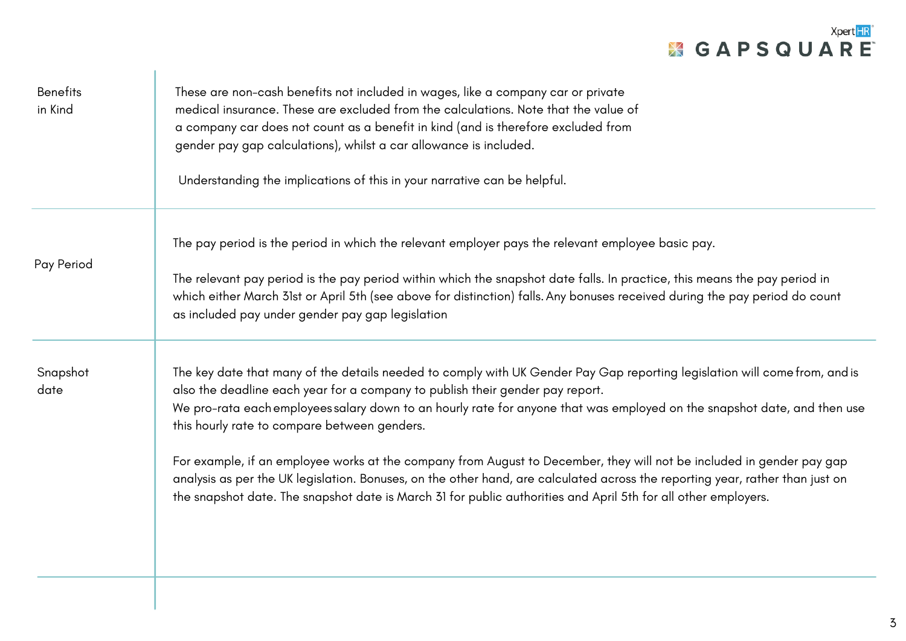| | |
|---|---|
| Benefits in Kind | These are non-cash benefits not included in wages, like a company car or private medical insurance. These are excluded from the calculations. Note that the value of a company car does not count as a benefit in kind (and is therefore excluded from gender pay gap calculations), whilst a car allowance is included.<br><br>Understanding the implications of this in your narrative can be helpful. |
| Pay Period | The pay period is the period in which the relevant employer pays the relevant employee basic pay.<br><br>The relevant pay period is the pay period within which the snapshot date falls. In practice, this means the pay period in which either March 31st or April 5th (see above for distinction) falls. Any bonuses received during the pay period do count as included pay under gender pay gap legislation |
| Snapshot date | The key date that many of the details needed to comply with UK Gender Pay Gap reporting legislation will come from, and is also the deadline each year for a company to publish their gender pay report.<br>We pro-rata each employees salary down to an hourly rate for anyone that was employed on the snapshot date, and then use this hourly rate to compare between genders.<br><br>For example, if an employee works at the company from August to December, they will not be included in gender pay gap analysis as per the UK legislation. Bonuses, on the other hand, are calculated across the reporting year, rather than just on the snapshot date. The snapshot date is March 31 for public authorities and April 5th for all other employers. |